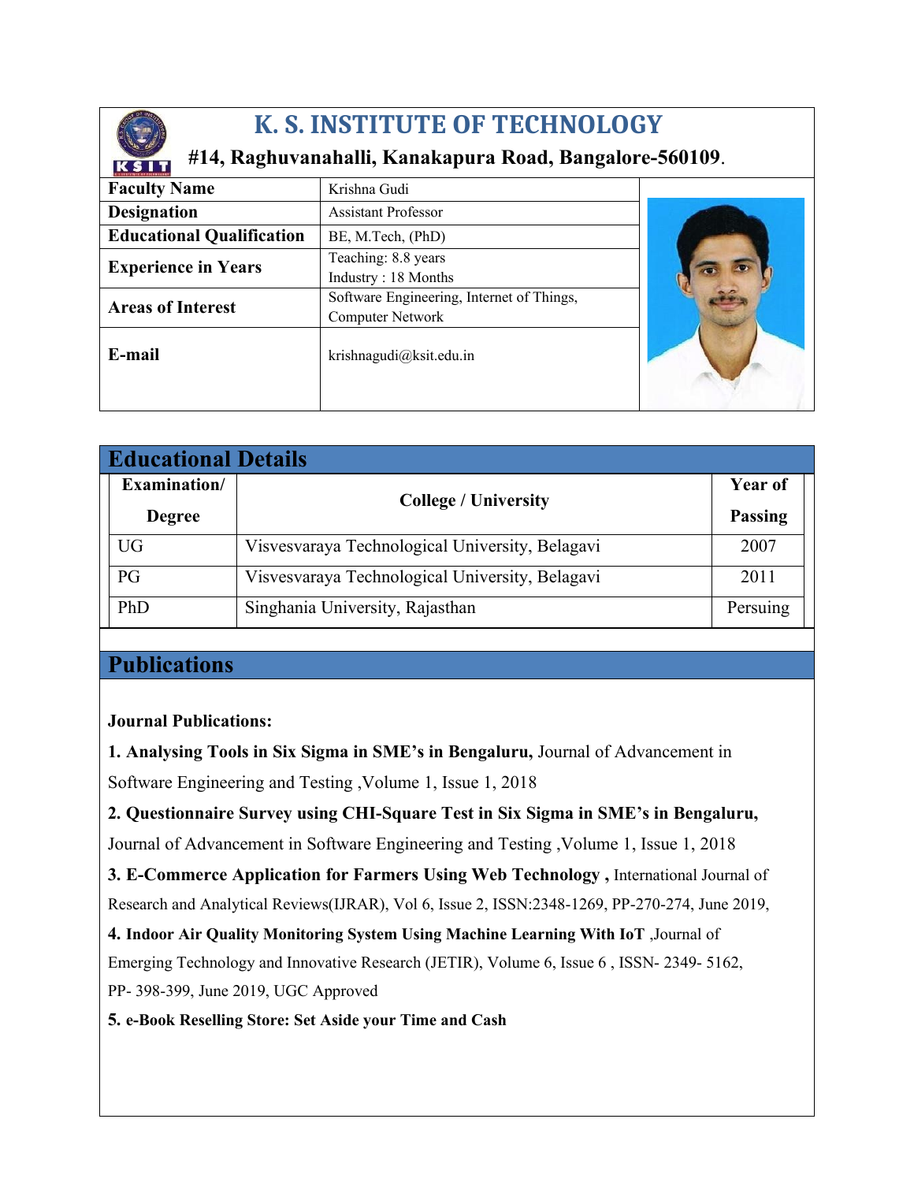# K. S. INSTITUTE OF TECHNOLOGY

**#14, Raghuvanahalli, Kanakapura Road, Bangalore-560109.**

| | |
|---|---|
| **Faculty Name** | Krishna Gudi |
| **Designation** | Assistant Professor |
| **Educational Qualification** | BE, M.Tech, (PhD) |
| **Experience in Years** | Teaching: 8.8 years<br>Industry : 18 Months |
| **Areas of Interest** | Software Engineering, Internet of Things, Computer Network |
| **E-mail** | krishnagudi@ksit.edu.in |

## Educational Details

| Examination/ Degree | College / University | Year of Passing |
|---|---|---|
| UG | Visvesvaraya Technological University, Belagavi | 2007 |
| PG | Visvesvaraya Technological University, Belagavi | 2011 |
| PhD | Singhania University, Rajasthan | Persuing |

## Publications

**Journal Publications:**

**1. Analysing Tools in Six Sigma in SME's in Bengaluru,** Journal of Advancement in Software Engineering and Testing ,Volume 1, Issue 1, 2018

**2. Questionnaire Survey using CHI-Square Test in Six Sigma in SME's in Bengaluru,** Journal of Advancement in Software Engineering and Testing ,Volume 1, Issue 1, 2018

**3. E-Commerce Application for Farmers Using Web Technology ,** International Journal of Research and Analytical Reviews(IJRAR), Vol 6, Issue 2, ISSN:2348-1269, PP-270-274, June 2019,

**4. Indoor Air Quality Monitoring System Using Machine Learning With IoT** ,Journal of Emerging Technology and Innovative Research (JETIR), Volume 6, Issue 6 , ISSN- 2349- 5162, PP- 398-399, June 2019, UGC Approved

**5. e-Book Reselling Store: Set Aside your Time and Cash**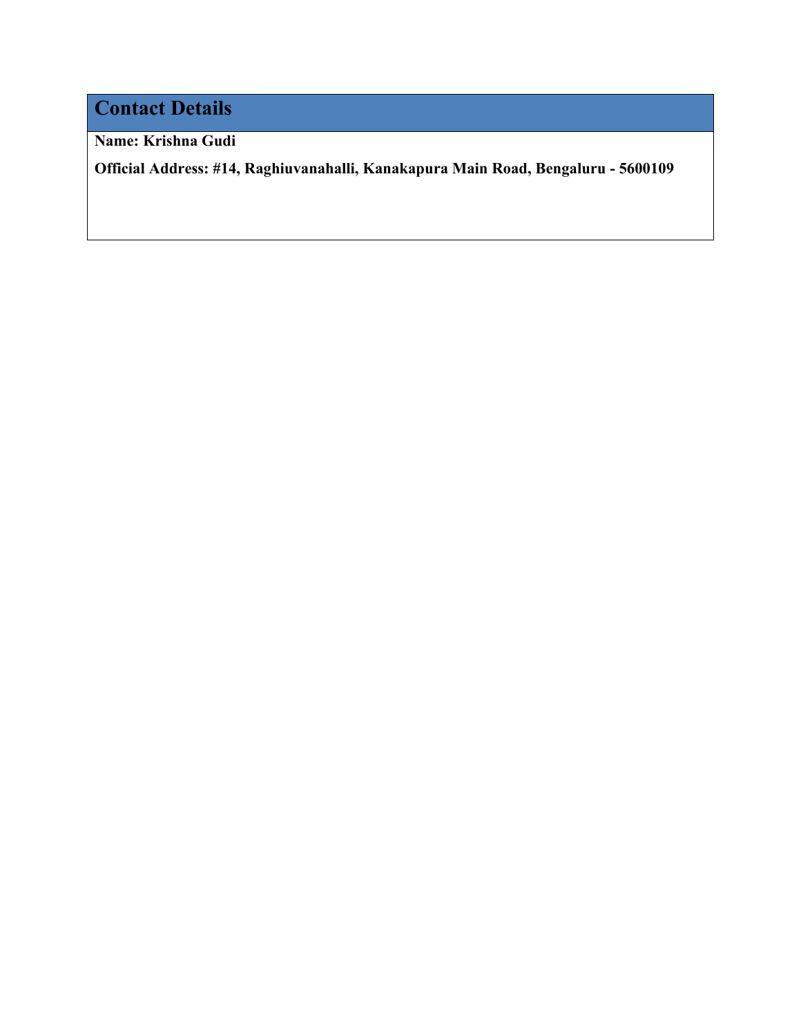## Contact Details

**Name: Krishna Gudi**

**Official Address: #14, Raghiuvanahalli, Kanakapura Main Road, Bengaluru - 5600109**